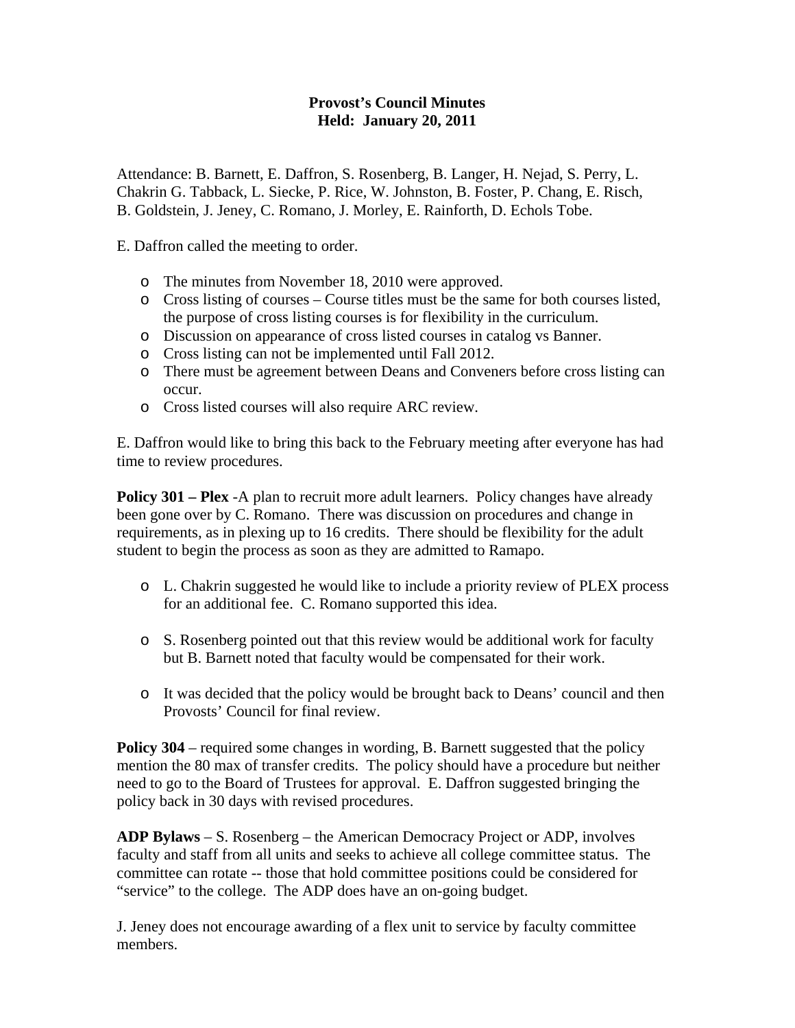**Provost's Council Minutes**
**Held: January 20, 2011**

Attendance: B. Barnett, E. Daffron, S. Rosenberg, B. Langer, H. Nejad, S. Perry, L. Chakrin G. Tabback, L. Siecke, P. Rice, W. Johnston, B. Foster, P. Chang, E. Risch, B. Goldstein, J. Jeney, C. Romano, J. Morley, E. Rainforth, D. Echols Tobe.

E. Daffron called the meeting to order.

- The minutes from November 18, 2010 were approved.
- Cross listing of courses – Course titles must be the same for both courses listed, the purpose of cross listing courses is for flexibility in the curriculum.
- Discussion on appearance of cross listed courses in catalog vs Banner.
- Cross listing can not be implemented until Fall 2012.
- There must be agreement between Deans and Conveners before cross listing can occur.
- Cross listed courses will also require ARC review.

E. Daffron would like to bring this back to the February meeting after everyone has had time to review procedures.

**Policy 301 – Plex** -A plan to recruit more adult learners. Policy changes have already been gone over by C. Romano. There was discussion on procedures and change in requirements, as in plexing up to 16 credits. There should be flexibility for the adult student to begin the process as soon as they are admitted to Ramapo.

- L. Chakrin suggested he would like to include a priority review of PLEX process for an additional fee. C. Romano supported this idea.
- S. Rosenberg pointed out that this review would be additional work for faculty but B. Barnett noted that faculty would be compensated for their work.
- It was decided that the policy would be brought back to Deans' council and then Provosts' Council for final review.

**Policy 304** – required some changes in wording, B. Barnett suggested that the policy mention the 80 max of transfer credits. The policy should have a procedure but neither need to go to the Board of Trustees for approval. E. Daffron suggested bringing the policy back in 30 days with revised procedures.

**ADP Bylaws** – S. Rosenberg – the American Democracy Project or ADP, involves faculty and staff from all units and seeks to achieve all college committee status. The committee can rotate -- those that hold committee positions could be considered for "service" to the college. The ADP does have an on-going budget.

J. Jeney does not encourage awarding of a flex unit to service by faculty committee members.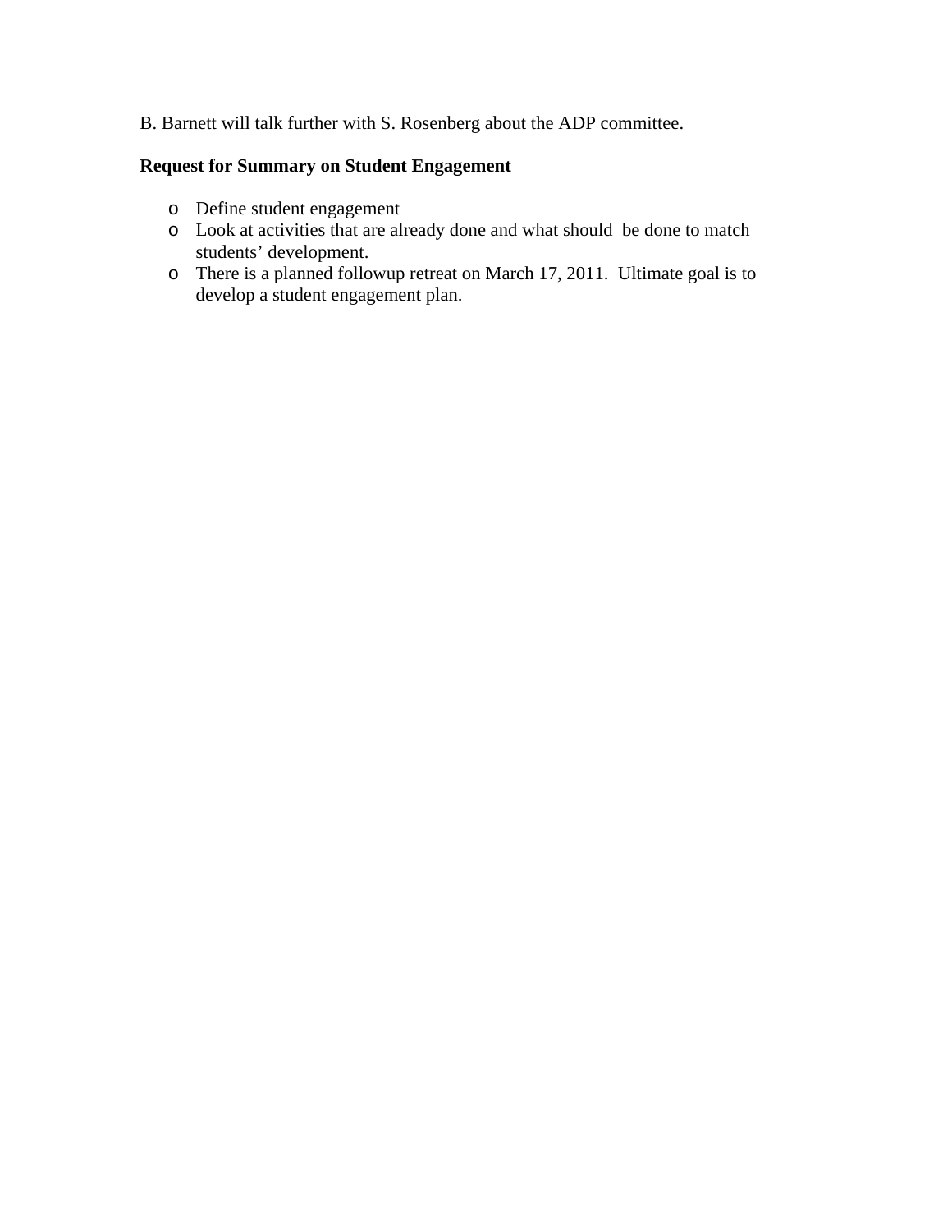B. Barnett will talk further with S. Rosenberg about the ADP committee.

**Request for Summary on Student Engagement**

- Define student engagement
- Look at activities that are already done and what should be done to match students' development.
- There is a planned followup retreat on March 17, 2011. Ultimate goal is to develop a student engagement plan.